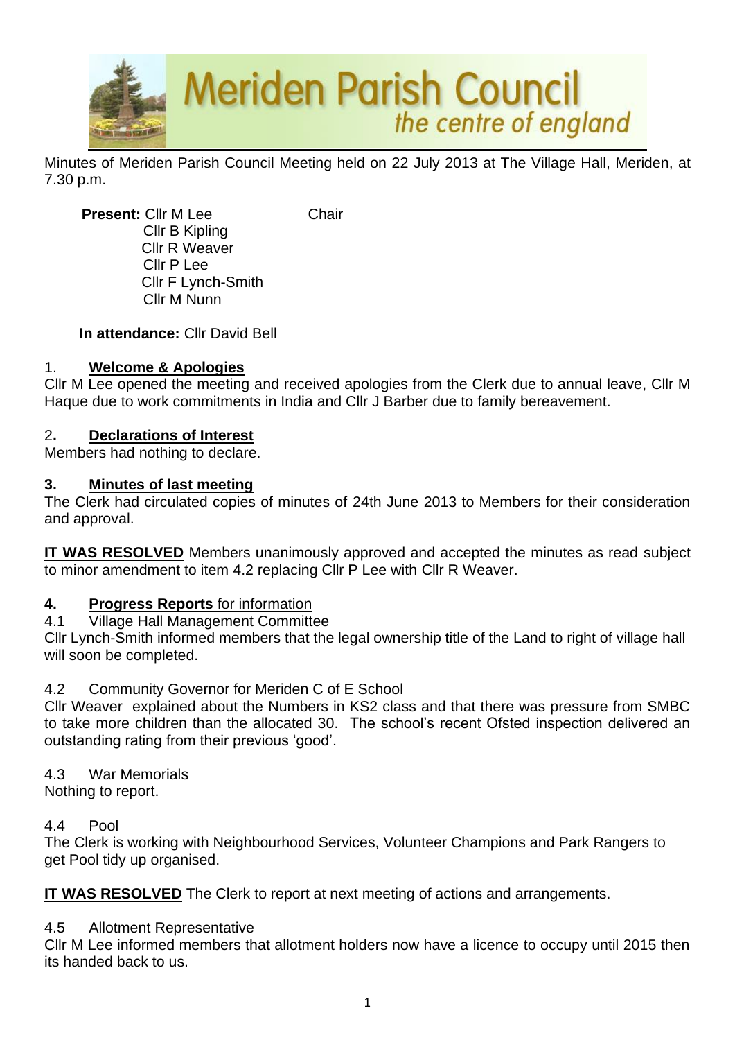# Meriden Parish Council

*the centre of england*

Minutes of Meriden Parish Council Meeting held on 22 July 2013 at The Village Hall, Meriden, at 7.30 p.m.

**Present:** Cllr M Lee Chair
Cllr B Kipling
Cllr R Weaver
Cllr P Lee
Cllr F Lynch-Smith
Cllr M Nunn

**In attendance:** Cllr David Bell

## 1. Welcome & Apologies

Cllr M Lee opened the meeting and received apologies from the Clerk due to annual leave, Cllr M Haque due to work commitments in India and Cllr J Barber due to family bereavement.

## 2. Declarations of Interest

Members had nothing to declare.

## 3. Minutes of last meeting

The Clerk had circulated copies of minutes of 24th June 2013 to Members for their consideration and approval.

**IT WAS RESOLVED** Members unanimously approved and accepted the minutes as read subject to minor amendment to item 4.2 replacing Cllr P Lee with Cllr R Weaver.

## 4. Progress Reports for information

4.1 Village Hall Management Committee

Cllr Lynch-Smith informed members that the legal ownership title of the Land to right of village hall will soon be completed.

4.2 Community Governor for Meriden C of E School

Cllr Weaver explained about the Numbers in KS2 class and that there was pressure from SMBC to take more children than the allocated 30. The school's recent Ofsted inspection delivered an outstanding rating from their previous 'good'.

4.3 War Memorials

Nothing to report.

4.4 Pool

The Clerk is working with Neighbourhood Services, Volunteer Champions and Park Rangers to get Pool tidy up organised.

**IT WAS RESOLVED** The Clerk to report at next meeting of actions and arrangements.

4.5 Allotment Representative

Cllr M Lee informed members that allotment holders now have a licence to occupy until 2015 then its handed back to us.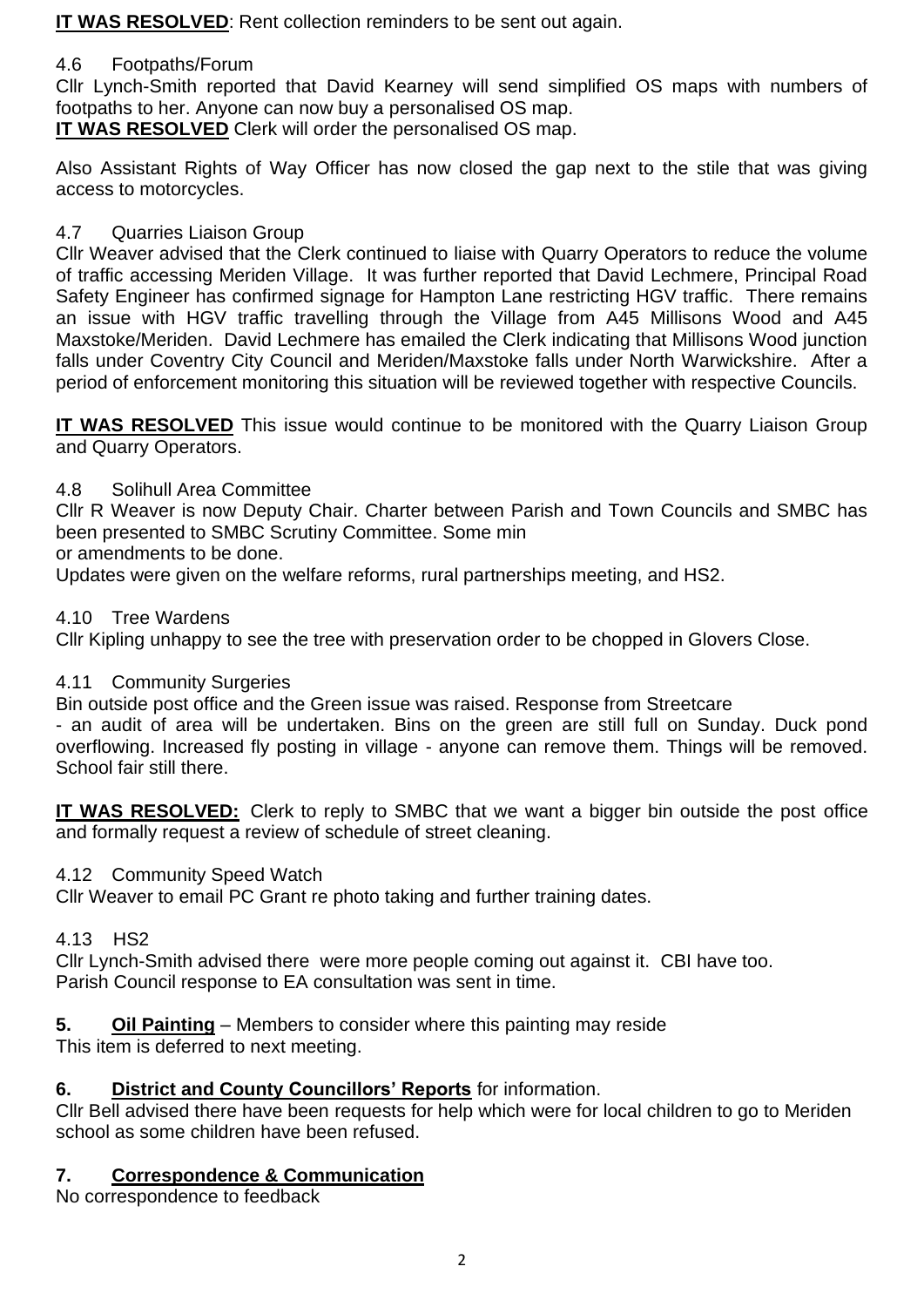**IT WAS RESOLVED**: Rent collection reminders to be sent out again.

4.6 Footpaths/Forum

Cllr Lynch-Smith reported that David Kearney will send simplified OS maps with numbers of footpaths to her. Anyone can now buy a personalised OS map.

**IT WAS RESOLVED** Clerk will order the personalised OS map.

Also Assistant Rights of Way Officer has now closed the gap next to the stile that was giving access to motorcycles.

4.7 Quarries Liaison Group

Cllr Weaver advised that the Clerk continued to liaise with Quarry Operators to reduce the volume of traffic accessing Meriden Village. It was further reported that David Lechmere, Principal Road Safety Engineer has confirmed signage for Hampton Lane restricting HGV traffic. There remains an issue with HGV traffic travelling through the Village from A45 Millisons Wood and A45 Maxstoke/Meriden. David Lechmere has emailed the Clerk indicating that Millisons Wood junction falls under Coventry City Council and Meriden/Maxstoke falls under North Warwickshire. After a period of enforcement monitoring this situation will be reviewed together with respective Councils.

**IT WAS RESOLVED** This issue would continue to be monitored with the Quarry Liaison Group and Quarry Operators.

4.8 Solihull Area Committee

Cllr R Weaver is now Deputy Chair. Charter between Parish and Town Councils and SMBC has been presented to SMBC Scrutiny Committee. Some min
or amendments to be done.

Updates were given on the welfare reforms, rural partnerships meeting, and HS2.

4.10 Tree Wardens

Cllr Kipling unhappy to see the tree with preservation order to be chopped in Glovers Close.

4.11 Community Surgeries

Bin outside post office and the Green issue was raised. Response from Streetcare
- an audit of area will be undertaken. Bins on the green are still full on Sunday. Duck pond overflowing. Increased fly posting in village - anyone can remove them. Things will be removed. School fair still there.

**IT WAS RESOLVED:** Clerk to reply to SMBC that we want a bigger bin outside the post office and formally request a review of schedule of street cleaning.

4.12 Community Speed Watch

Cllr Weaver to email PC Grant re photo taking and further training dates.

4.13 HS2

Cllr Lynch-Smith advised there were more people coming out against it. CBI have too.
Parish Council response to EA consultation was sent in time.

**5. Oil Painting** – Members to consider where this painting may reside
This item is deferred to next meeting.

**6. District and County Councillors' Reports** for information.

Cllr Bell advised there have been requests for help which were for local children to go to Meriden school as some children have been refused.

**7. Correspondence & Communication**

No correspondence to feedback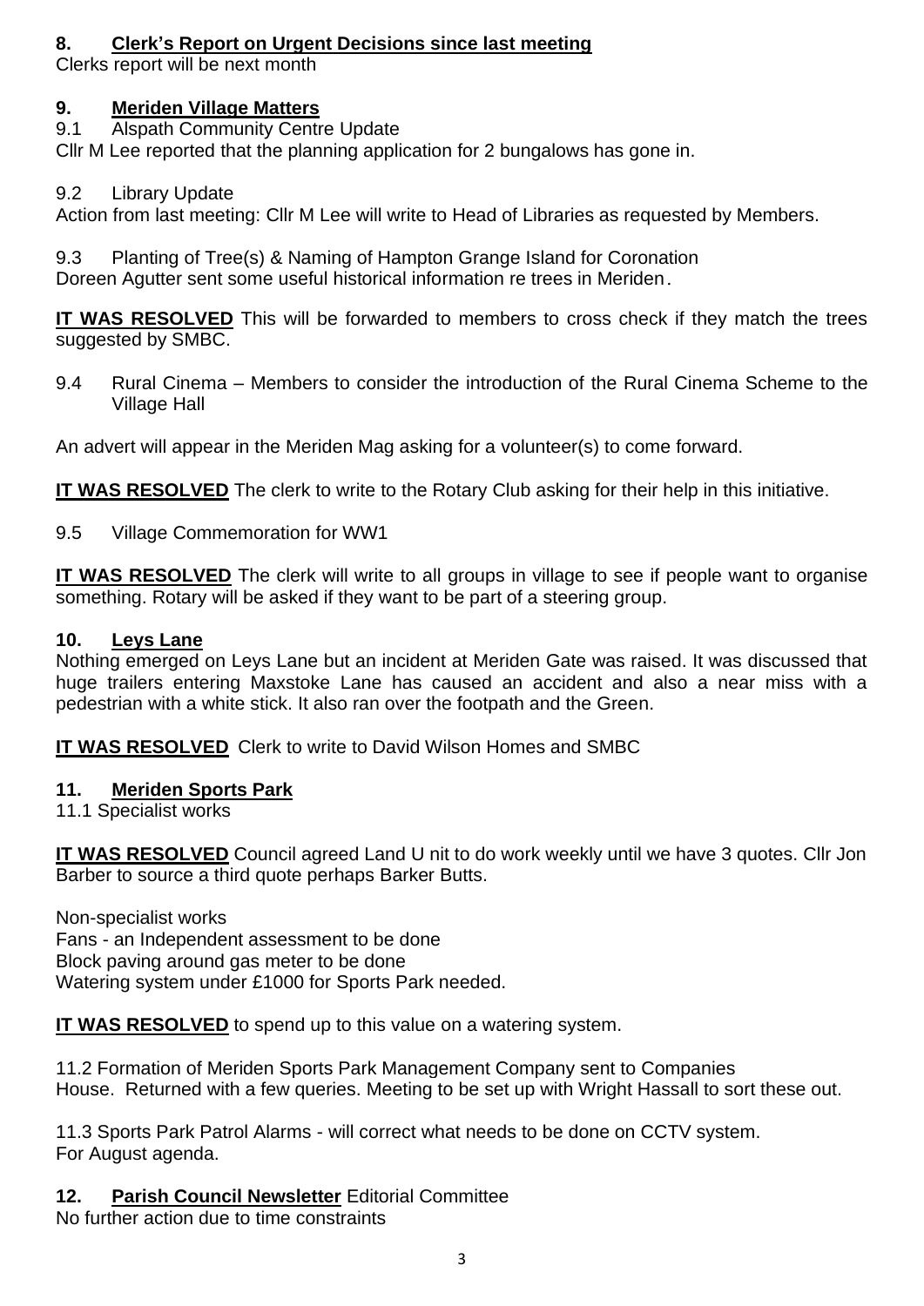## 8. Clerk's Report on Urgent Decisions since last meeting

Clerks report will be next month

## 9. Meriden Village Matters

9.1 Alspath Community Centre Update

Cllr M Lee reported that the planning application for 2 bungalows has gone in.

9.2 Library Update

Action from last meeting: Cllr M Lee will write to Head of Libraries as requested by Members.

9.3 Planting of Tree(s) & Naming of Hampton Grange Island for Coronation

Doreen Agutter sent some useful historical information re trees in Meriden.

**IT WAS RESOLVED** This will be forwarded to members to cross check if they match the trees suggested by SMBC.

9.4 Rural Cinema – Members to consider the introduction of the Rural Cinema Scheme to the Village Hall

An advert will appear in the Meriden Mag asking for a volunteer(s) to come forward.

**IT WAS RESOLVED** The clerk to write to the Rotary Club asking for their help in this initiative.

9.5 Village Commemoration for WW1

**IT WAS RESOLVED** The clerk will write to all groups in village to see if people want to organise something. Rotary will be asked if they want to be part of a steering group.

## 10. Leys Lane

Nothing emerged on Leys Lane but an incident at Meriden Gate was raised. It was discussed that huge trailers entering Maxstoke Lane has caused an accident and also a near miss with a pedestrian with a white stick. It also ran over the footpath and the Green.

**IT WAS RESOLVED** Clerk to write to David Wilson Homes and SMBC

## 11. Meriden Sports Park

11.1 Specialist works

**IT WAS RESOLVED** Council agreed Land U nit to do work weekly until we have 3 quotes. Cllr Jon Barber to source a third quote perhaps Barker Butts.

Non-specialist works
Fans - an Independent assessment to be done
Block paving around gas meter to be done
Watering system under £1000 for Sports Park needed.

**IT WAS RESOLVED** to spend up to this value on a watering system.

11.2 Formation of Meriden Sports Park Management Company sent to Companies House. Returned with a few queries. Meeting to be set up with Wright Hassall to sort these out.

11.3 Sports Park Patrol Alarms - will correct what needs to be done on CCTV system.
For August agenda.

## 12. Parish Council Newsletter Editorial Committee

No further action due to time constraints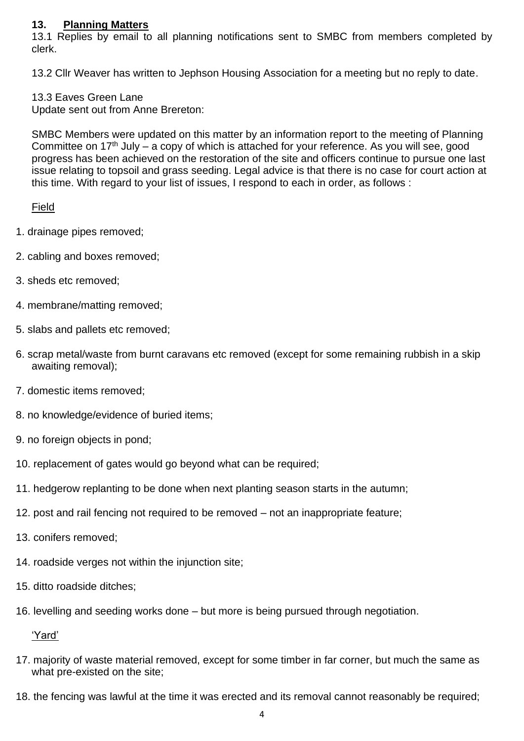## 13. **Planning Matters**

13.1 Replies by email to all planning notifications sent to SMBC from members completed by clerk.

13.2 Cllr Weaver has written to Jephson Housing Association for a meeting but no reply to date.

13.3 Eaves Green Lane
Update sent out from Anne Brereton:

SMBC Members were updated on this matter by an information report to the meeting of Planning Committee on 17th July – a copy of which is attached for your reference. As you will see, good progress has been achieved on the restoration of the site and officers continue to pursue one last issue relating to topsoil and grass seeding. Legal advice is that there is no case for court action at this time. With regard to your list of issues, I respond to each in order, as follows :

<u>Field</u>

1. drainage pipes removed;
2. cabling and boxes removed;
3. sheds etc removed;
4. membrane/matting removed;
5. slabs and pallets etc removed;
6. scrap metal/waste from burnt caravans etc removed (except for some remaining rubbish in a skip awaiting removal);
7. domestic items removed;
8. no knowledge/evidence of buried items;
9. no foreign objects in pond;
10. replacement of gates would go beyond what can be required;
11. hedgerow replanting to be done when next planting season starts in the autumn;
12. post and rail fencing not required to be removed – not an inappropriate feature;
13. conifers removed;
14. roadside verges not within the injunction site;
15. ditto roadside ditches;
16. levelling and seeding works done – but more is being pursued through negotiation.

<u>'Yard'</u>

17. majority of waste material removed, except for some timber in far corner, but much the same as what pre-existed on the site;
18. the fencing was lawful at the time it was erected and its removal cannot reasonably be required;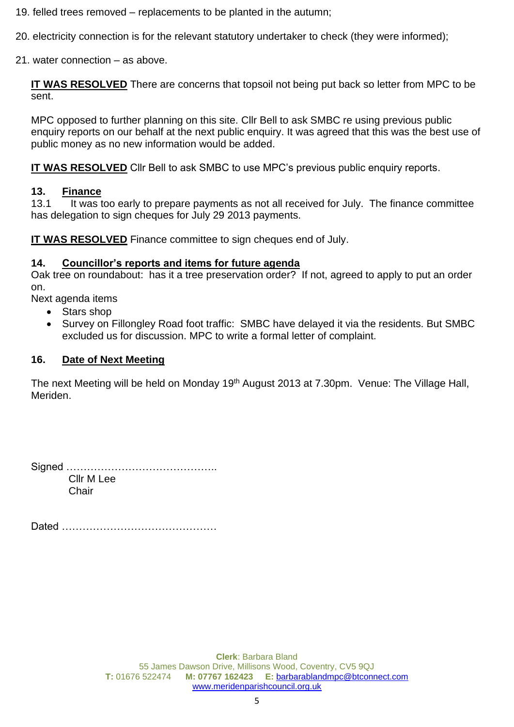19. felled trees removed – replacements to be planted in the autumn;

20. electricity connection is for the relevant statutory undertaker to check (they were informed);

21. water connection – as above.

**IT WAS RESOLVED** There are concerns that topsoil not being put back so letter from MPC to be sent.

MPC opposed to further planning on this site. Cllr Bell to ask SMBC re using previous public enquiry reports on our behalf at the next public enquiry. It was agreed that this was the best use of public money as no new information would be added.

**IT WAS RESOLVED** Cllr Bell to ask SMBC to use MPC's previous public enquiry reports.

### 13. Finance

13.1 It was too early to prepare payments as not all received for July. The finance committee has delegation to sign cheques for July 29 2013 payments.

**IT WAS RESOLVED** Finance committee to sign cheques end of July.

### 14. Councillor's reports and items for future agenda

Oak tree on roundabout: has it a tree preservation order? If not, agreed to apply to put an order on.

Next agenda items

- Stars shop
- Survey on Fillongley Road foot traffic: SMBC have delayed it via the residents. But SMBC excluded us for discussion. MPC to write a formal letter of complaint.

### 16. Date of Next Meeting

The next Meeting will be held on Monday 19th August 2013 at 7.30pm. Venue: The Village Hall, Meriden.

Signed ……………………………………..
Cllr M Lee
Chair

Dated ………………………………………

**Clerk**: Barbara Bland
55 James Dawson Drive, Millisons Wood, Coventry, CV5 9QJ
**T:** 01676 522474 **M: 07767 162423** **E:** barbarablandmpc@btconnect.com
www.meridenparishcouncil.org.uk